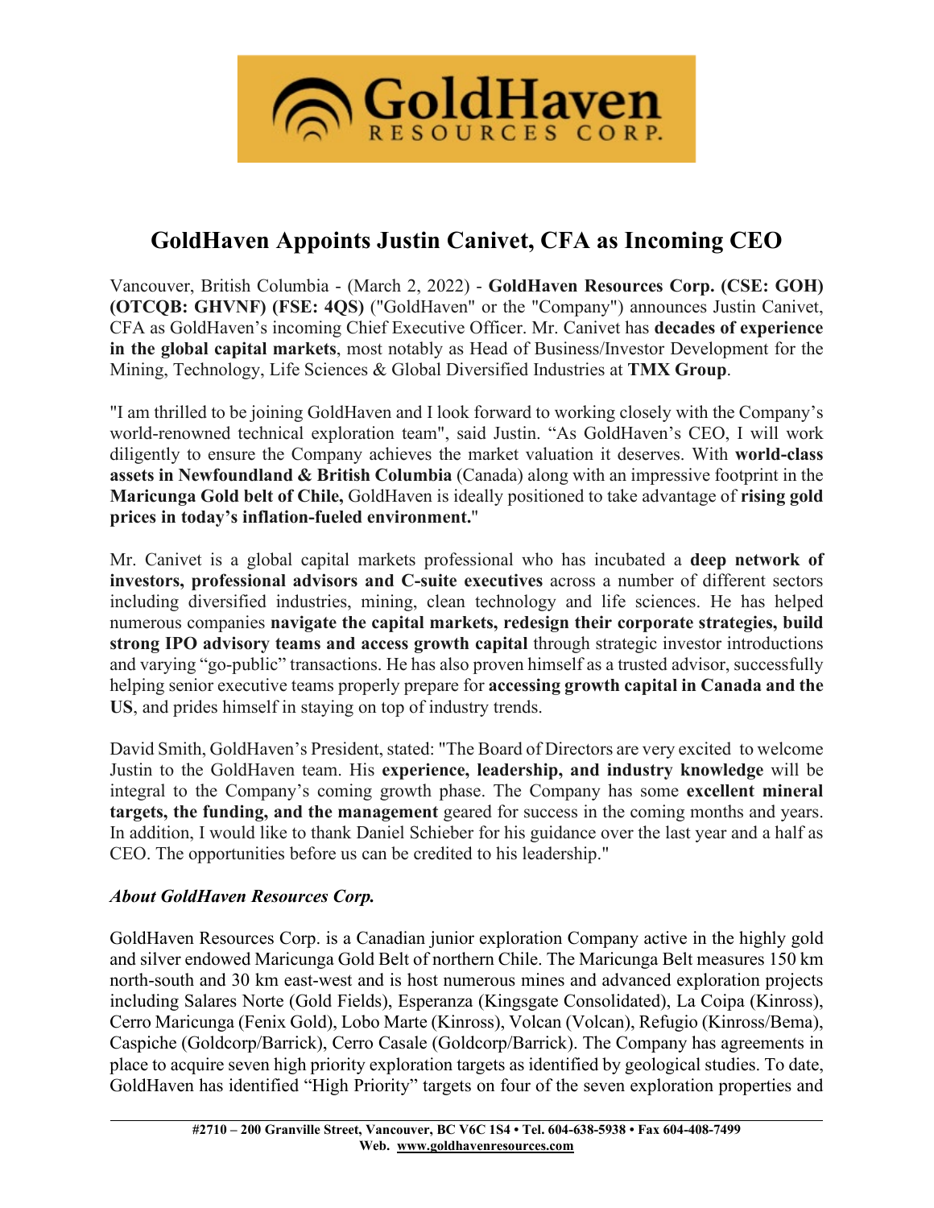# GoldHaven Appoints Justin Canivet, CFA as Incoming CEO

Vancouver, British Columbia - (March 2, 2022) - **GoldHaven Resources Corp. (CSE: GOH) (OTCQB: GHVNF) (FSE: 4QS)** ("GoldHaven" or the "Company") announces Justin Canivet, CFA as GoldHaven's incoming Chief Executive Officer. Mr. Canivet has **decades of experience in the global capital markets**, most notably as Head of Business/Investor Development for the Mining, Technology, Life Sciences & Global Diversified Industries at **TMX Group**.

"I am thrilled to be joining GoldHaven and I look forward to working closely with the Company's world-renowned technical exploration team", said Justin. "As GoldHaven's CEO, I will work diligently to ensure the Company achieves the market valuation it deserves. With **world-class assets in Newfoundland & British Columbia** (Canada) along with an impressive footprint in the **Maricunga Gold belt of Chile,** GoldHaven is ideally positioned to take advantage of **rising gold prices in today's inflation-fueled environment.**"

Mr. Canivet is a global capital markets professional who has incubated a **deep network of investors, professional advisors and C-suite executives** across a number of different sectors including diversified industries, mining, clean technology and life sciences. He has helped numerous companies **navigate the capital markets, redesign their corporate strategies, build strong IPO advisory teams and access growth capital** through strategic investor introductions and varying "go-public" transactions. He has also proven himself as a trusted advisor, successfully helping senior executive teams properly prepare for **accessing growth capital in Canada and the US**, and prides himself in staying on top of industry trends.

David Smith, GoldHaven's President, stated: "The Board of Directors are very excited to welcome Justin to the GoldHaven team. His **experience, leadership, and industry knowledge** will be integral to the Company's coming growth phase. The Company has some **excellent mineral targets, the funding, and the management** geared for success in the coming months and years. In addition, I would like to thank Daniel Schieber for his guidance over the last year and a half as CEO. The opportunities before us can be credited to his leadership."

***About GoldHaven Resources Corp.***

GoldHaven Resources Corp. is a Canadian junior exploration Company active in the highly gold and silver endowed Maricunga Gold Belt of northern Chile. The Maricunga Belt measures 150 km north-south and 30 km east-west and is host numerous mines and advanced exploration projects including Salares Norte (Gold Fields), Esperanza (Kingsgate Consolidated), La Coipa (Kinross), Cerro Maricunga (Fenix Gold), Lobo Marte (Kinross), Volcan (Volcan), Refugio (Kinross/Bema), Caspiche (Goldcorp/Barrick), Cerro Casale (Goldcorp/Barrick). The Company has agreements in place to acquire seven high priority exploration targets as identified by geological studies. To date, GoldHaven has identified "High Priority" targets on four of the seven exploration properties and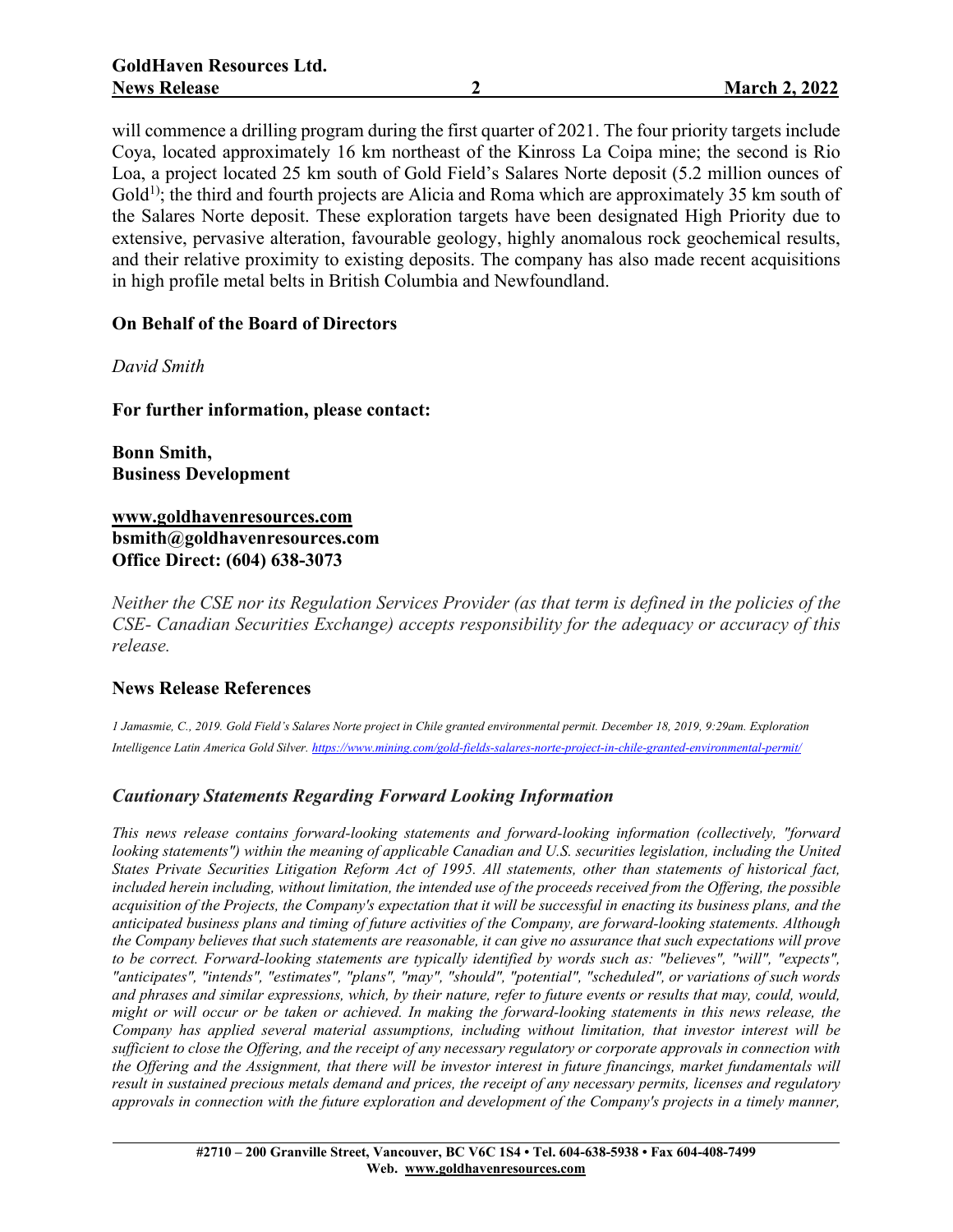will commence a drilling program during the first quarter of 2021. The four priority targets include Coya, located approximately 16 km northeast of the Kinross La Coipa mine; the second is Rio Loa, a project located 25 km south of Gold Field's Salares Norte deposit (5.2 million ounces of Gold[1)]; the third and fourth projects are Alicia and Roma which are approximately 35 km south of the Salares Norte deposit. These exploration targets have been designated High Priority due to extensive, pervasive alteration, favourable geology, highly anomalous rock geochemical results, and their relative proximity to existing deposits. The company has also made recent acquisitions in high profile metal belts in British Columbia and Newfoundland.

**On Behalf of the Board of Directors**

*David Smith*

**For further information, please contact:**

**Bonn Smith,**
**Business Development**

**www.goldhavenresources.com**
**bsmith@goldhavenresources.com**
**Office Direct: (604) 638-3073**

*Neither the CSE nor its Regulation Services Provider (as that term is defined in the policies of the CSE- Canadian Securities Exchange) accepts responsibility for the adequacy or accuracy of this release.*

## News Release References

*1 Jamasmie, C., 2019. Gold Field's Salares Norte project in Chile granted environmental permit. December 18, 2019, 9:29am. Exploration Intelligence Latin America Gold Silver. https://www.mining.com/gold-fields-salares-norte-project-in-chile-granted-environmental-permit/*

## *Cautionary Statements Regarding Forward Looking Information*

*This news release contains forward-looking statements and forward-looking information (collectively, "forward looking statements") within the meaning of applicable Canadian and U.S. securities legislation, including the United States Private Securities Litigation Reform Act of 1995. All statements, other than statements of historical fact, included herein including, without limitation, the intended use of the proceeds received from the Offering, the possible acquisition of the Projects, the Company's expectation that it will be successful in enacting its business plans, and the anticipated business plans and timing of future activities of the Company, are forward-looking statements. Although the Company believes that such statements are reasonable, it can give no assurance that such expectations will prove to be correct. Forward-looking statements are typically identified by words such as: "believes", "will", "expects", "anticipates", "intends", "estimates", "plans", "may", "should", "potential", "scheduled", or variations of such words and phrases and similar expressions, which, by their nature, refer to future events or results that may, could, would, might or will occur or be taken or achieved. In making the forward-looking statements in this news release, the Company has applied several material assumptions, including without limitation, that investor interest will be sufficient to close the Offering, and the receipt of any necessary regulatory or corporate approvals in connection with the Offering and the Assignment, that there will be investor interest in future financings, market fundamentals will result in sustained precious metals demand and prices, the receipt of any necessary permits, licenses and regulatory approvals in connection with the future exploration and development of the Company's projects in a timely manner,*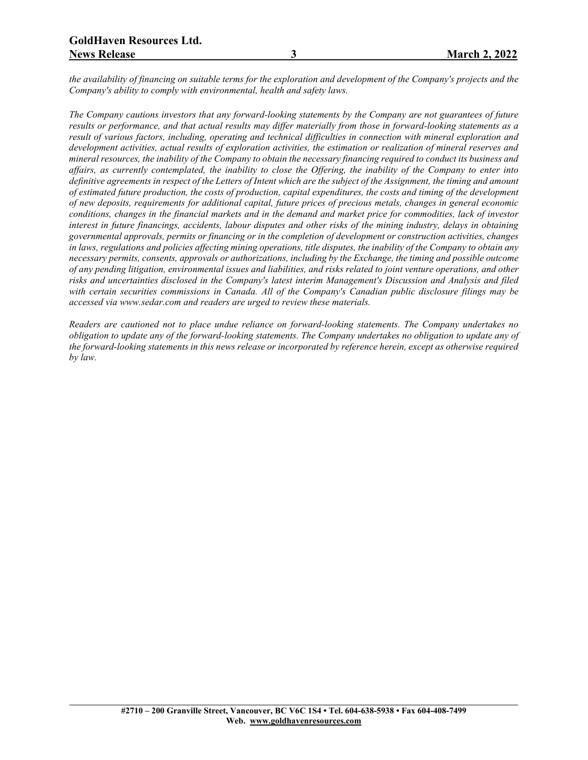*the availability of financing on suitable terms for the exploration and development of the Company's projects and the Company's ability to comply with environmental, health and safety laws.*

*The Company cautions investors that any forward-looking statements by the Company are not guarantees of future results or performance, and that actual results may differ materially from those in forward-looking statements as a result of various factors, including, operating and technical difficulties in connection with mineral exploration and development activities, actual results of exploration activities, the estimation or realization of mineral reserves and mineral resources, the inability of the Company to obtain the necessary financing required to conduct its business and affairs, as currently contemplated, the inability to close the Offering, the inability of the Company to enter into definitive agreements in respect of the Letters of Intent which are the subject of the Assignment, the timing and amount of estimated future production, the costs of production, capital expenditures, the costs and timing of the development of new deposits, requirements for additional capital, future prices of precious metals, changes in general economic conditions, changes in the financial markets and in the demand and market price for commodities, lack of investor interest in future financings, accidents, labour disputes and other risks of the mining industry, delays in obtaining governmental approvals, permits or financing or in the completion of development or construction activities, changes in laws, regulations and policies affecting mining operations, title disputes, the inability of the Company to obtain any necessary permits, consents, approvals or authorizations, including by the Exchange, the timing and possible outcome of any pending litigation, environmental issues and liabilities, and risks related to joint venture operations, and other risks and uncertainties disclosed in the Company's latest interim Management's Discussion and Analysis and filed with certain securities commissions in Canada. All of the Company's Canadian public disclosure filings may be accessed via www.sedar.com and readers are urged to review these materials.*

*Readers are cautioned not to place undue reliance on forward-looking statements. The Company undertakes no obligation to update any of the forward-looking statements. The Company undertakes no obligation to update any of the forward-looking statements in this news release or incorporated by reference herein, except as otherwise required by law.*